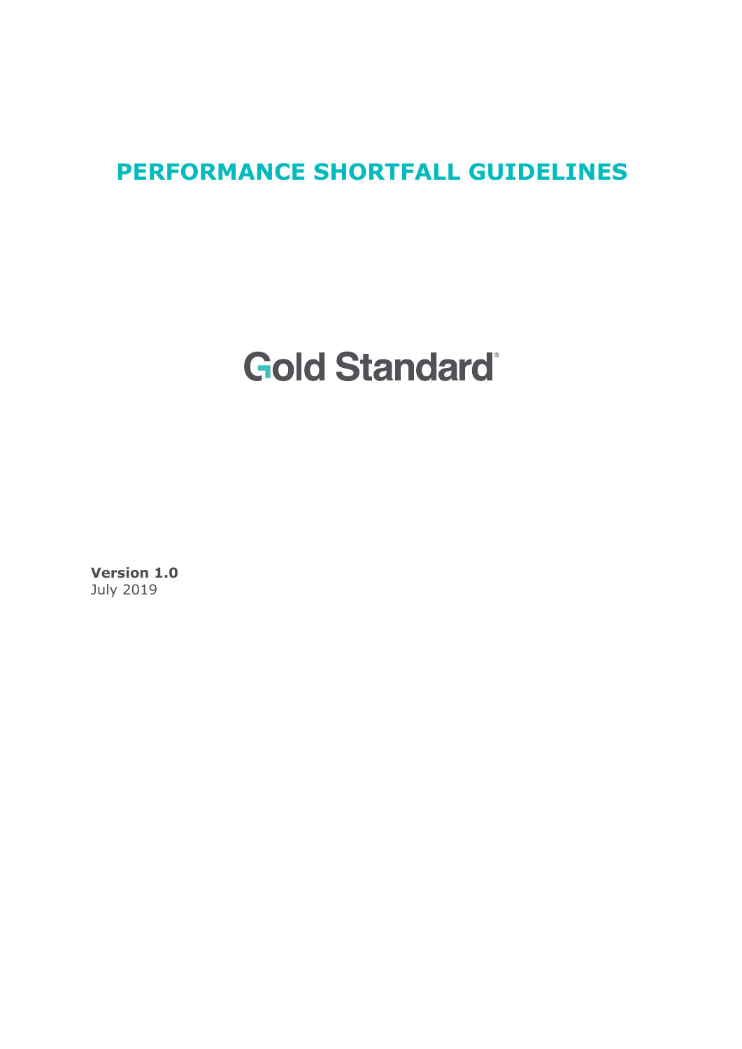# PERFORMANCE SHORTFALL GUIDELINES

Gold Standard®

**Version 1.0**
July 2019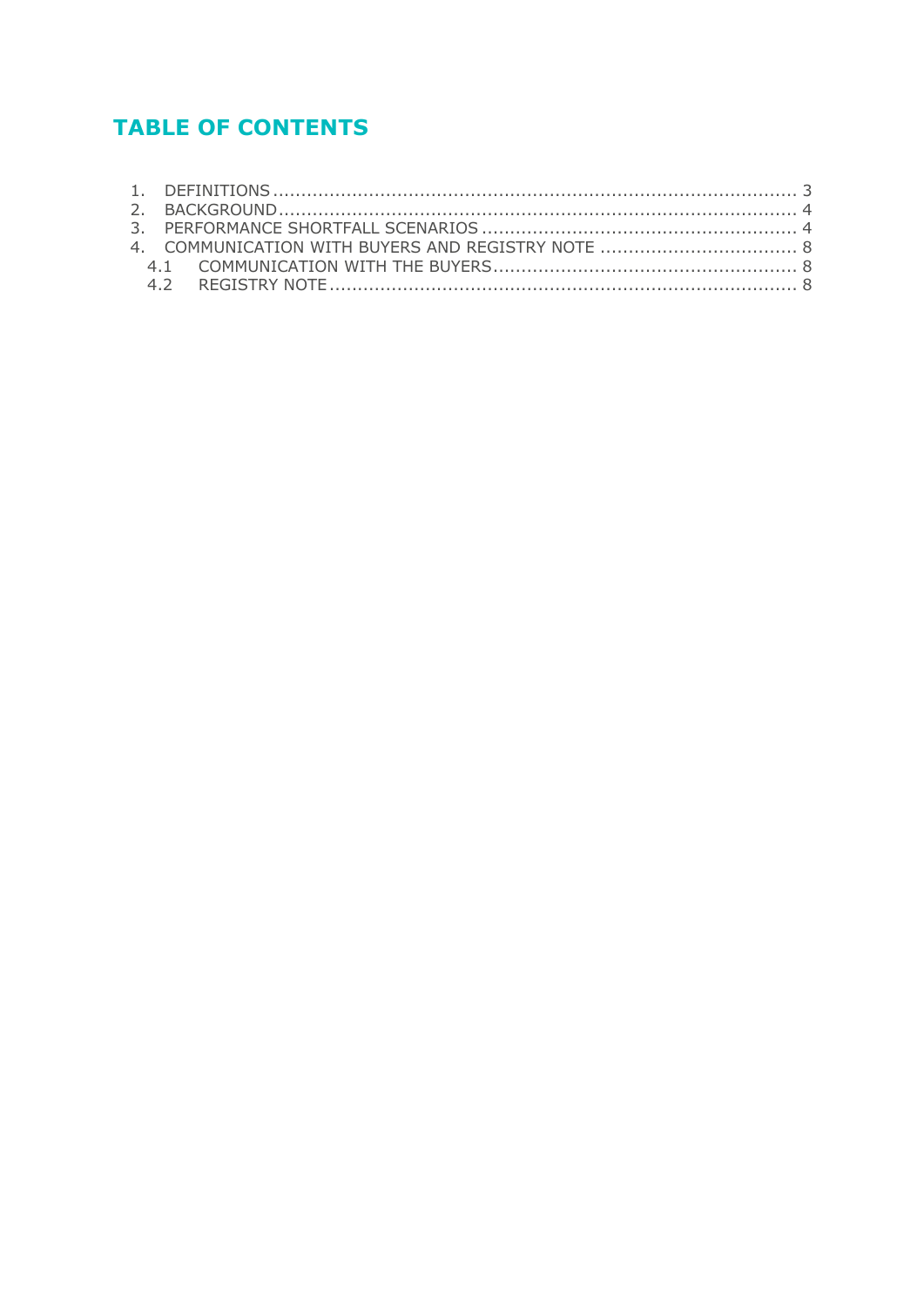# TABLE OF CONTENTS

1. DEFINITIONS ..... 3
2. BACKGROUND ..... 4
3. PERFORMANCE SHORTFALL SCENARIOS ..... 4
4. COMMUNICATION WITH BUYERS AND REGISTRY NOTE ..... 8
   - 4.1 COMMUNICATION WITH THE BUYERS ..... 8
   - 4.2 REGISTRY NOTE ..... 8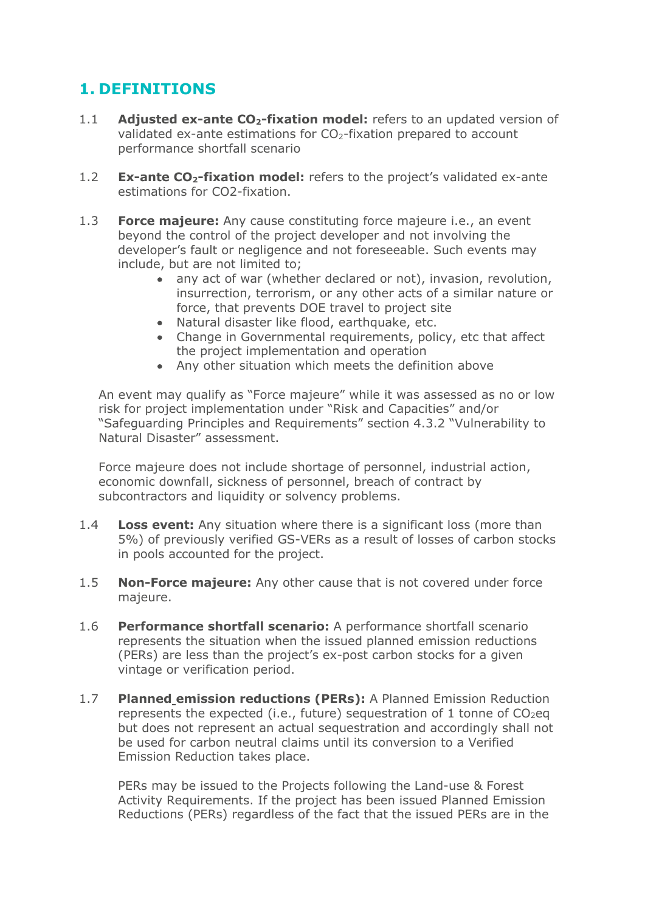# 1. DEFINITIONS

1.1 **Adjusted ex-ante $CO_2$-fixation model:** refers to an updated version of validated ex-ante estimations for $CO_2$-fixation prepared to account performance shortfall scenario

1.2 **Ex-ante $CO_2$-fixation model:** refers to the project's validated ex-ante estimations for CO2-fixation.

1.3 **Force majeure:** Any cause constituting force majeure i.e., an event beyond the control of the project developer and not involving the developer's fault or negligence and not foreseeable. Such events may include, but are not limited to;

- any act of war (whether declared or not), invasion, revolution, insurrection, terrorism, or any other acts of a similar nature or force, that prevents DOE travel to project site
- Natural disaster like flood, earthquake, etc.
- Change in Governmental requirements, policy, etc that affect the project implementation and operation
- Any other situation which meets the definition above

An event may qualify as "Force majeure" while it was assessed as no or low risk for project implementation under "Risk and Capacities" and/or "Safeguarding Principles and Requirements" section 4.3.2 "Vulnerability to Natural Disaster" assessment.

Force majeure does not include shortage of personnel, industrial action, economic downfall, sickness of personnel, breach of contract by subcontractors and liquidity or solvency problems.

1.4 **Loss event:** Any situation where there is a significant loss (more than 5%) of previously verified GS-VERs as a result of losses of carbon stocks in pools accounted for the project.

1.5 **Non-Force majeure:** Any other cause that is not covered under force majeure.

1.6 **Performance shortfall scenario:** A performance shortfall scenario represents the situation when the issued planned emission reductions (PERs) are less than the project's ex-post carbon stocks for a given vintage or verification period.

1.7 **Planned emission reductions (PERs):** A Planned Emission Reduction represents the expected (i.e., future) sequestration of 1 tonne of $CO_2$eq but does not represent an actual sequestration and accordingly shall not be used for carbon neutral claims until its conversion to a Verified Emission Reduction takes place.

PERs may be issued to the Projects following the Land-use & Forest Activity Requirements. If the project has been issued Planned Emission Reductions (PERs) regardless of the fact that the issued PERs are in the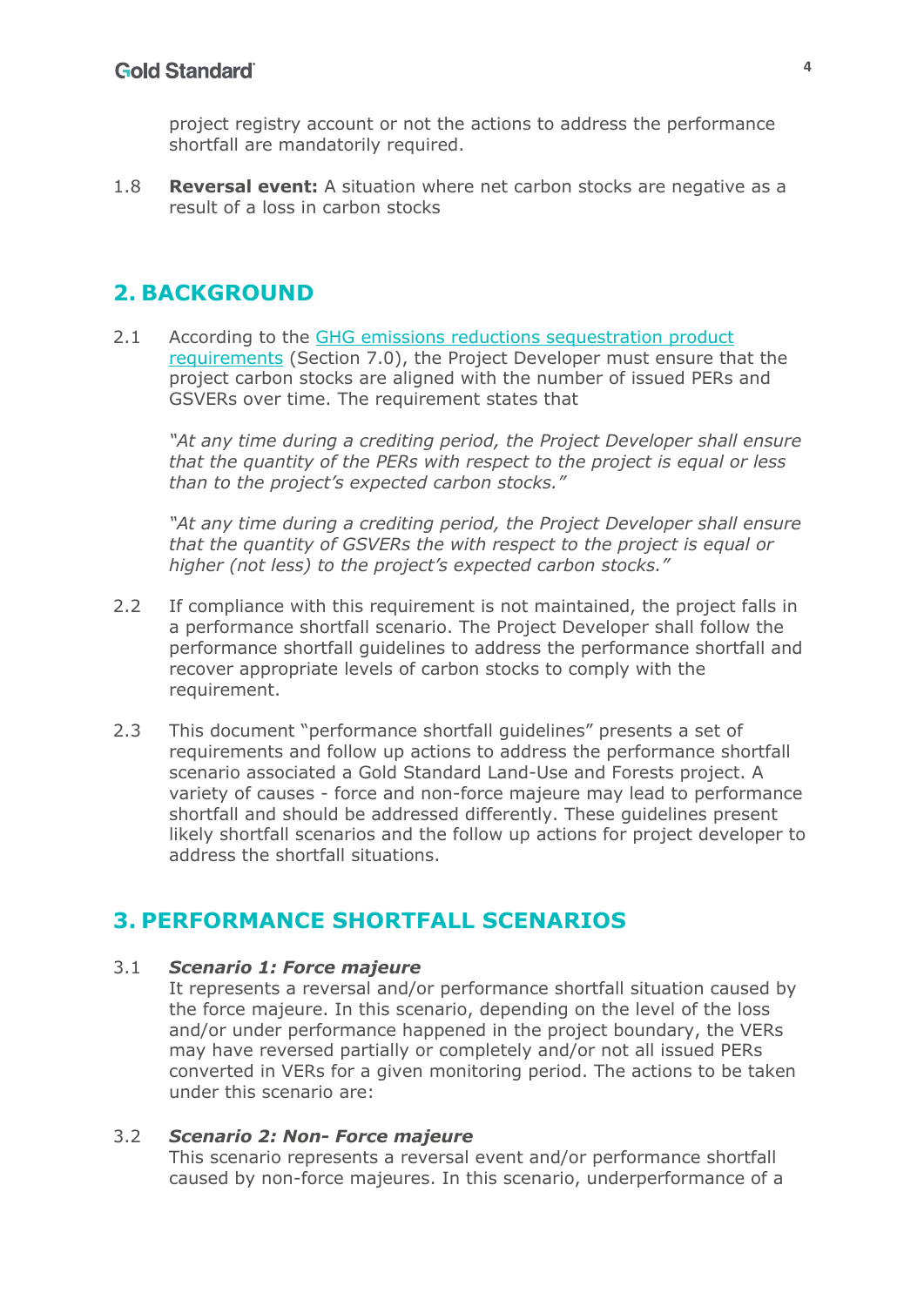project registry account or not the actions to address the performance shortfall are mandatorily required.

1.8 **Reversal event:** A situation where net carbon stocks are negative as a result of a loss in carbon stocks

## 2. BACKGROUND

2.1 According to the [GHG emissions reductions sequestration product requirements](#) (Section 7.0), the Project Developer must ensure that the project carbon stocks are aligned with the number of issued PERs and GSVERs over time. The requirement states that

*"At any time during a crediting period, the Project Developer shall ensure that the quantity of the PERs with respect to the project is equal or less than to the project's expected carbon stocks."*

*"At any time during a crediting period, the Project Developer shall ensure that the quantity of GSVERs the with respect to the project is equal or higher (not less) to the project's expected carbon stocks."*

2.2 If compliance with this requirement is not maintained, the project falls in a performance shortfall scenario. The Project Developer shall follow the performance shortfall guidelines to address the performance shortfall and recover appropriate levels of carbon stocks to comply with the requirement.

2.3 This document "performance shortfall guidelines" presents a set of requirements and follow up actions to address the performance shortfall scenario associated a Gold Standard Land-Use and Forests project. A variety of causes - force and non-force majeure may lead to performance shortfall and should be addressed differently. These guidelines present likely shortfall scenarios and the follow up actions for project developer to address the shortfall situations.

## 3. PERFORMANCE SHORTFALL SCENARIOS

3.1 ***Scenario 1: Force majeure***
It represents a reversal and/or performance shortfall situation caused by the force majeure. In this scenario, depending on the level of the loss and/or under performance happened in the project boundary, the VERs may have reversed partially or completely and/or not all issued PERs converted in VERs for a given monitoring period. The actions to be taken under this scenario are:

3.2 ***Scenario 2: Non- Force majeure***
This scenario represents a reversal event and/or performance shortfall caused by non-force majeures. In this scenario, underperformance of a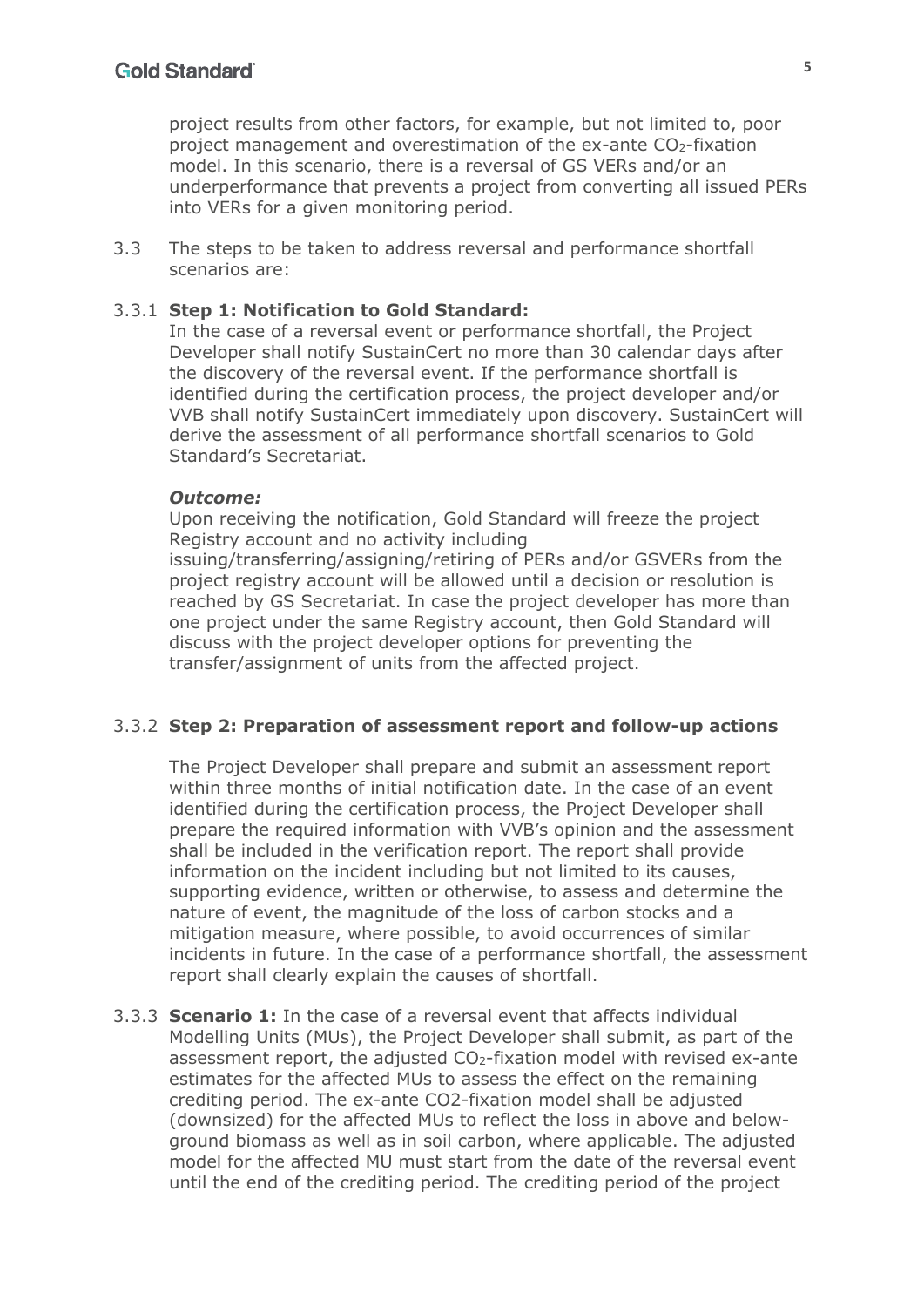project results from other factors, for example, but not limited to, poor project management and overestimation of the ex-ante $CO_2$-fixation model. In this scenario, there is a reversal of GS VERs and/or an underperformance that prevents a project from converting all issued PERs into VERs for a given monitoring period.

3.3 The steps to be taken to address reversal and performance shortfall scenarios are:

3.3.1 **Step 1: Notification to Gold Standard:**
In the case of a reversal event or performance shortfall, the Project Developer shall notify SustainCert no more than 30 calendar days after the discovery of the reversal event. If the performance shortfall is identified during the certification process, the project developer and/or VVB shall notify SustainCert immediately upon discovery. SustainCert will derive the assessment of all performance shortfall scenarios to Gold Standard's Secretariat.

***Outcome:***
Upon receiving the notification, Gold Standard will freeze the project Registry account and no activity including issuing/transferring/assigning/retiring of PERs and/or GSVERs from the project registry account will be allowed until a decision or resolution is reached by GS Secretariat. In case the project developer has more than one project under the same Registry account, then Gold Standard will discuss with the project developer options for preventing the transfer/assignment of units from the affected project.

3.3.2 **Step 2: Preparation of assessment report and follow-up actions**

The Project Developer shall prepare and submit an assessment report within three months of initial notification date. In the case of an event identified during the certification process, the Project Developer shall prepare the required information with VVB's opinion and the assessment shall be included in the verification report. The report shall provide information on the incident including but not limited to its causes, supporting evidence, written or otherwise, to assess and determine the nature of event, the magnitude of the loss of carbon stocks and a mitigation measure, where possible, to avoid occurrences of similar incidents in future. In the case of a performance shortfall, the assessment report shall clearly explain the causes of shortfall.

3.3.3 **Scenario 1:** In the case of a reversal event that affects individual Modelling Units (MUs), the Project Developer shall submit, as part of the assessment report, the adjusted $CO_2$-fixation model with revised ex-ante estimates for the affected MUs to assess the effect on the remaining crediting period. The ex-ante $CO_2$-fixation model shall be adjusted (downsized) for the affected MUs to reflect the loss in above and below-ground biomass as well as in soil carbon, where applicable. The adjusted model for the affected MU must start from the date of the reversal event until the end of the crediting period. The crediting period of the project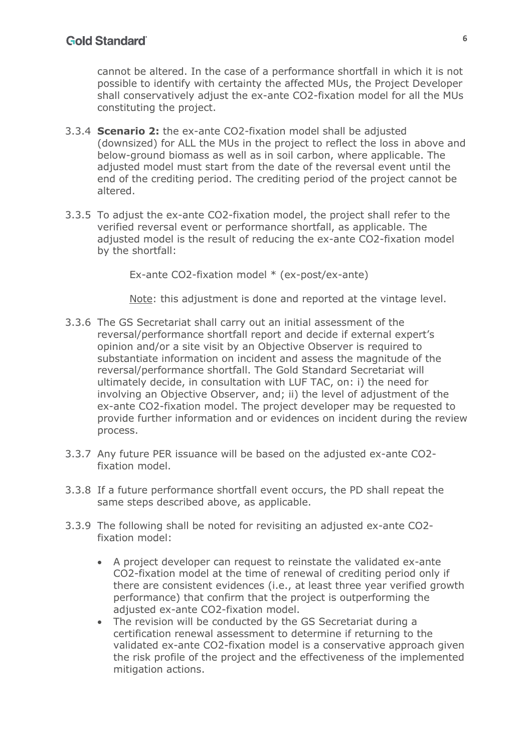cannot be altered. In the case of a performance shortfall in which it is not possible to identify with certainty the affected MUs, the Project Developer shall conservatively adjust the ex-ante $CO_2$-fixation model for all the MUs constituting the project.

3.3.4 **Scenario 2:** the ex-ante $CO_2$-fixation model shall be adjusted (downsized) for ALL the MUs in the project to reflect the loss in above and below-ground biomass as well as in soil carbon, where applicable. The adjusted model must start from the date of the reversal event until the end of the crediting period. The crediting period of the project cannot be altered.

3.3.5 To adjust the ex-ante $CO_2$-fixation model, the project shall refer to the verified reversal event or performance shortfall, as applicable. The adjusted model is the result of reducing the ex-ante $CO_2$-fixation model by the shortfall:

Ex-ante $CO_2$-fixation model * (ex-post/ex-ante)

Note: this adjustment is done and reported at the vintage level.

3.3.6 The GS Secretariat shall carry out an initial assessment of the reversal/performance shortfall report and decide if external expert's opinion and/or a site visit by an Objective Observer is required to substantiate information on incident and assess the magnitude of the reversal/performance shortfall. The Gold Standard Secretariat will ultimately decide, in consultation with LUF TAC, on: i) the need for involving an Objective Observer, and; ii) the level of adjustment of the ex-ante $CO_2$-fixation model. The project developer may be requested to provide further information and or evidences on incident during the review process.

3.3.7 Any future PER issuance will be based on the adjusted ex-ante $CO_2$-fixation model.

3.3.8 If a future performance shortfall event occurs, the PD shall repeat the same steps described above, as applicable.

3.3.9 The following shall be noted for revisiting an adjusted ex-ante $CO_2$-fixation model:

- A project developer can request to reinstate the validated ex-ante $CO_2$-fixation model at the time of renewal of crediting period only if there are consistent evidences (i.e., at least three year verified growth performance) that confirm that the project is outperforming the adjusted ex-ante $CO_2$-fixation model.
- The revision will be conducted by the GS Secretariat during a certification renewal assessment to determine if returning to the validated ex-ante $CO_2$-fixation model is a conservative approach given the risk profile of the project and the effectiveness of the implemented mitigation actions.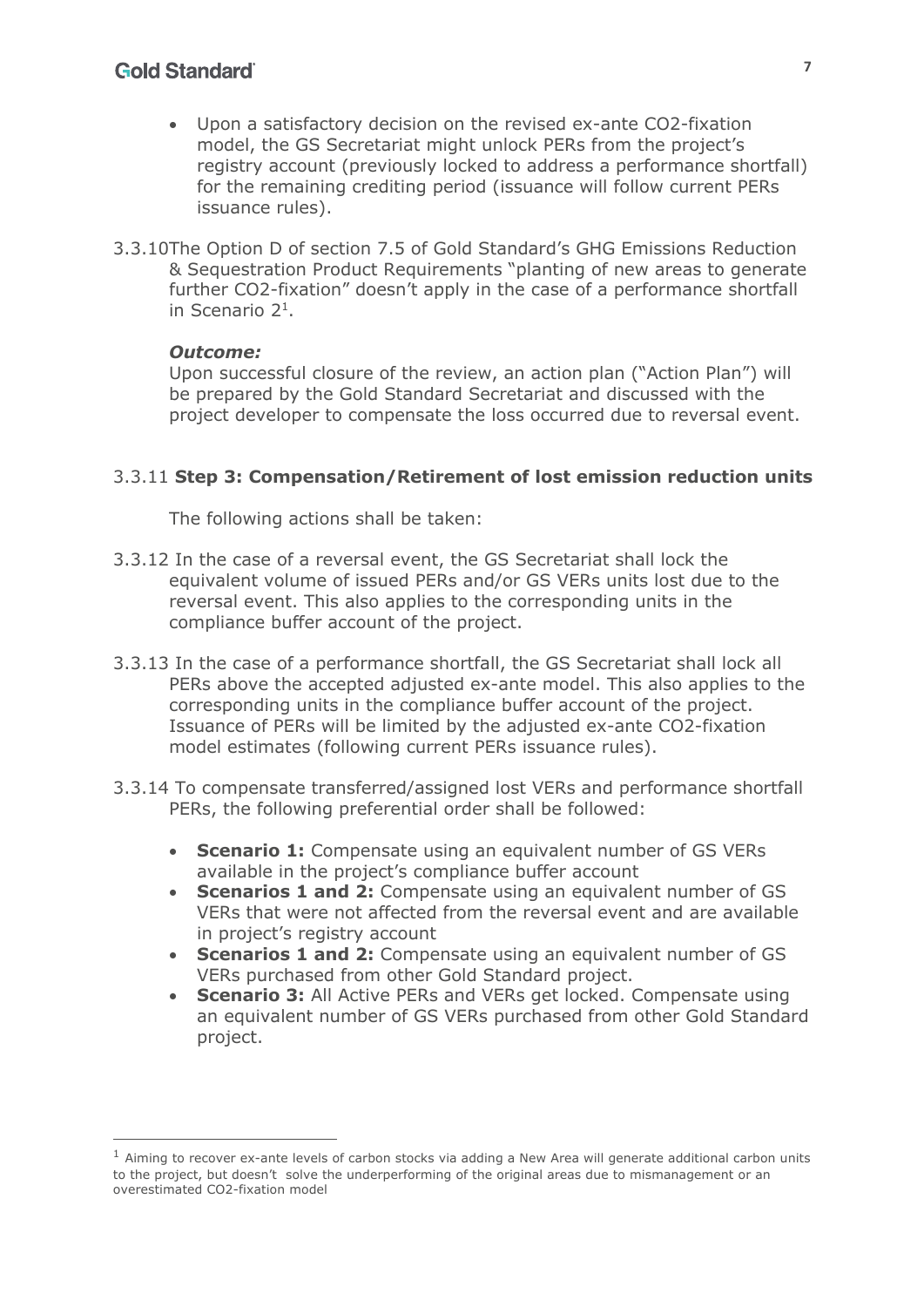- Upon a satisfactory decision on the revised ex-ante $CO_2$-fixation model, the GS Secretariat might unlock PERs from the project's registry account (previously locked to address a performance shortfall) for the remaining crediting period (issuance will follow current PERs issuance rules).

3.3.10 The Option D of section 7.5 of Gold Standard's GHG Emissions Reduction & Sequestration Product Requirements "planting of new areas to generate further $CO_2$-fixation" doesn't apply in the case of a performance shortfall in Scenario 2[1].

***Outcome:***

Upon successful closure of the review, an action plan ("Action Plan") will be prepared by the Gold Standard Secretariat and discussed with the project developer to compensate the loss occurred due to reversal event.

3.3.11 **Step 3: Compensation/Retirement of lost emission reduction units**

The following actions shall be taken:

3.3.12 In the case of a reversal event, the GS Secretariat shall lock the equivalent volume of issued PERs and/or GS VERs units lost due to the reversal event. This also applies to the corresponding units in the compliance buffer account of the project.

3.3.13 In the case of a performance shortfall, the GS Secretariat shall lock all PERs above the accepted adjusted ex-ante model. This also applies to the corresponding units in the compliance buffer account of the project. Issuance of PERs will be limited by the adjusted ex-ante $CO_2$-fixation model estimates (following current PERs issuance rules).

3.3.14 To compensate transferred/assigned lost VERs and performance shortfall PERs, the following preferential order shall be followed:

- **Scenario 1:** Compensate using an equivalent number of GS VERs available in the project's compliance buffer account
- **Scenarios 1 and 2:** Compensate using an equivalent number of GS VERs that were not affected from the reversal event and are available in project's registry account
- **Scenarios 1 and 2:** Compensate using an equivalent number of GS VERs purchased from other Gold Standard project.
- **Scenario 3:** All Active PERs and VERs get locked. Compensate using an equivalent number of GS VERs purchased from other Gold Standard project.

[1] Aiming to recover ex-ante levels of carbon stocks via adding a New Area will generate additional carbon units to the project, but doesn't solve the underperforming of the original areas due to mismanagement or an overestimated $CO_2$-fixation model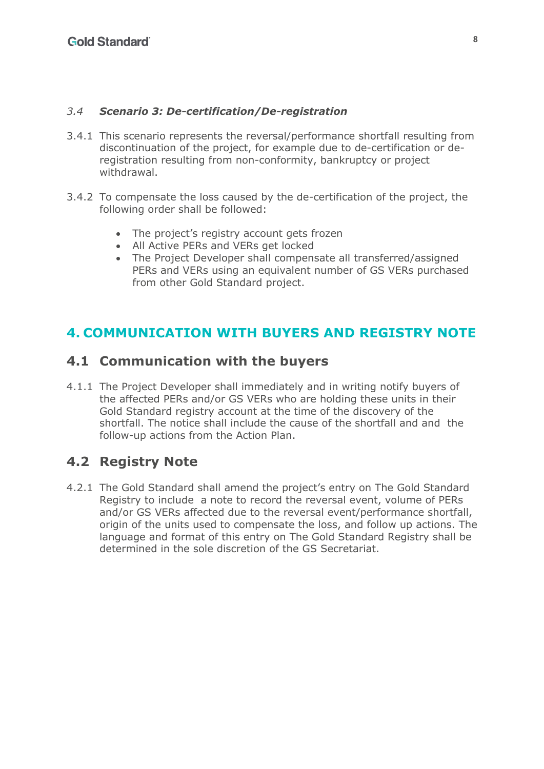### *3.4 Scenario 3: De-certification/De-registration*

3.4.1 This scenario represents the reversal/performance shortfall resulting from discontinuation of the project, for example due to de-certification or de-registration resulting from non-conformity, bankruptcy or project withdrawal.

3.4.2 To compensate the loss caused by the de-certification of the project, the following order shall be followed:

- The project's registry account gets frozen
- All Active PERs and VERs get locked
- The Project Developer shall compensate all transferred/assigned PERs and VERs using an equivalent number of GS VERs purchased from other Gold Standard project.

# 4. COMMUNICATION WITH BUYERS AND REGISTRY NOTE

## 4.1 Communication with the buyers

4.1.1 The Project Developer shall immediately and in writing notify buyers of the affected PERs and/or GS VERs who are holding these units in their Gold Standard registry account at the time of the discovery of the shortfall. The notice shall include the cause of the shortfall and and the follow-up actions from the Action Plan.

## 4.2 Registry Note

4.2.1 The Gold Standard shall amend the project's entry on The Gold Standard Registry to include a note to record the reversal event, volume of PERs and/or GS VERs affected due to the reversal event/performance shortfall, origin of the units used to compensate the loss, and follow up actions. The language and format of this entry on The Gold Standard Registry shall be determined in the sole discretion of the GS Secretariat.